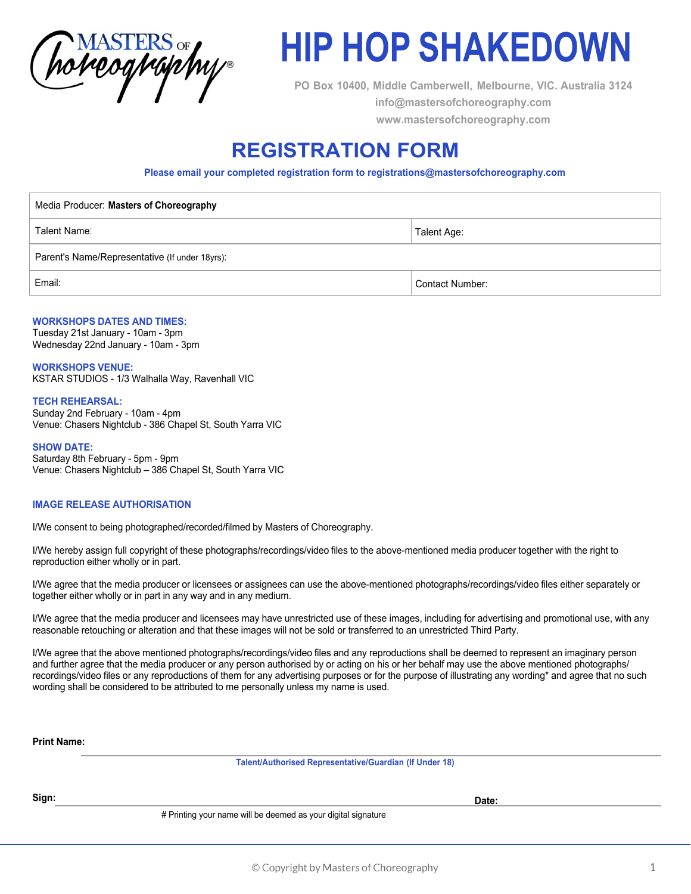Masters of Choreography®

# HIP HOP SHAKEDOWN

PO Box 10400, Middle Camberwell, Melbourne, VIC. Australia 3124
info@mastersofchoreography.com
www.mastersofchoreography.com

## REGISTRATION FORM

**Please email your completed registration form to registrations@mastersofchoreography.com**

| Media Producer: **Masters of Choreography** | |
|---|---|
| Talent Name: | Talent Age: |
| Parent's Name/Representative (If under 18yrs): | |
| Email: | Contact Number: |

**WORKSHOPS DATES AND TIMES:**
Tuesday 21st January - 10am - 3pm
Wednesday 22nd January - 10am - 3pm

**WORKSHOPS VENUE:**
KSTAR STUDIOS - 1/3 Walhalla Way, Ravenhall VIC

**TECH REHEARSAL:**
Sunday 2nd February - 10am - 4pm
Venue: Chasers Nightclub - 386 Chapel St, South Yarra VIC

**SHOW DATE:**
Saturday 8th February - 5pm - 9pm
Venue: Chasers Nightclub – 386 Chapel St, South Yarra VIC

### IMAGE RELEASE AUTHORISATION

I/We consent to being photographed/recorded/filmed by Masters of Choreography.

I/We hereby assign full copyright of these photographs/recordings/video files to the above-mentioned media producer together with the right to reproduction either wholly or in part.

I/We agree that the media producer or licensees or assignees can use the above-mentioned photographs/recordings/video files either separately or together either wholly or in part in any way and in any medium.

I/We agree that the media producer and licensees may have unrestricted use of these images, including for advertising and promotional use, with any reasonable retouching or alteration and that these images will not be sold or transferred to an unrestricted Third Party.

I/We agree that the above mentioned photographs/recordings/video files and any reproductions shall be deemed to represent an imaginary person and further agree that the media producer or any person authorised by or acting on his or her behalf may use the above mentioned photographs/ recordings/video files or any reproductions of them for any advertising purposes or for the purpose of illustrating any wording* and agree that no such wording shall be considered to be attributed to me personally unless my name is used.

**Print Name:** ______________________________
Talent/Authorised Representative/Guardian (If Under 18)

**Sign:** ______________________________ **Date:** ______________

# Printing your name will be deemed as your digital signature

© Copyright by Masters of Choreography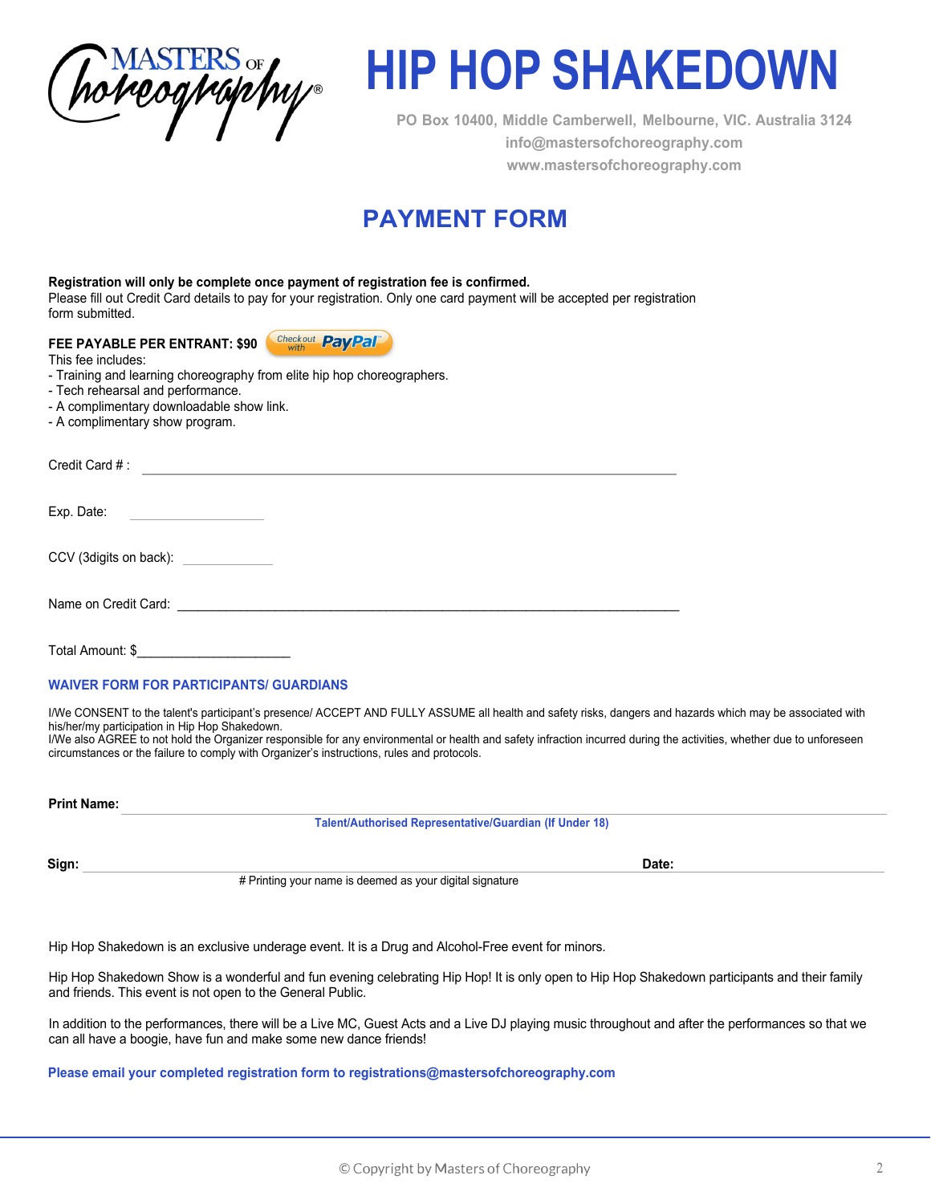# HIP HOP SHAKEDOWN

PO Box 10400, Middle Camberwell, Melbourne, VIC. Australia 3124
info@mastersofchoreography.com
www.mastersofchoreography.com

## PAYMENT FORM

**Registration will only be complete once payment of registration fee is confirmed.**
Please fill out Credit Card details to pay for your registration. Only one card payment will be accepted per registration form submitted.

**FEE PAYABLE PER ENTRANT: $90** Check out with PayPal

This fee includes:
- Training and learning choreography from elite hip hop choreographers.
- Tech rehearsal and performance.
- A complimentary downloadable show link.
- A complimentary show program.

Credit Card # : ______________________________

Exp. Date: ____________

CCV (3digits on back): __________

Name on Credit Card: ______________________________

Total Amount: $______________________

### WAIVER FORM FOR PARTICIPANTS/ GUARDIANS

I/We CONSENT to the talent's participant's presence/ ACCEPT AND FULLY ASSUME all health and safety risks, dangers and hazards which may be associated with his/her/my participation in Hip Hop Shakedown.
I/We also AGREE to not hold the Organizer responsible for any environmental or health and safety infraction incurred during the activities, whether due to unforeseen circumstances or the failure to comply with Organizer's instructions, rules and protocols.

**Print Name:** ______________________________
Talent/Authorised Representative/Guardian (If Under 18)

**Sign:** ______________________________ **Date:** ____________
# Printing your name is deemed as your digital signature

Hip Hop Shakedown is an exclusive underage event. It is a Drug and Alcohol-Free event for minors.

Hip Hop Shakedown Show is a wonderful and fun evening celebrating Hip Hop! It is only open to Hip Hop Shakedown participants and their family and friends. This event is not open to the General Public.

In addition to the performances, there will be a Live MC, Guest Acts and a Live DJ playing music throughout and after the performances so that we can all have a boogie, have fun and make some new dance friends!

**Please email your completed registration form to registrations@mastersofchoreography.com**

© Copyright by Masters of Choreography